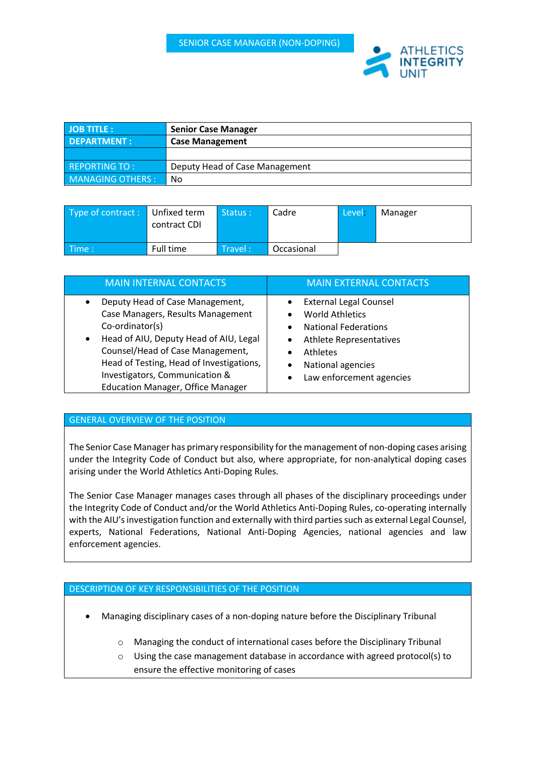# SENIOR CASE MANAGER (NON-DOPING)

ATHLETICS INTEGRITY UNIT

| JOB TITLE : | Senior Case Manager |
|---|---|
| DEPARTMENT : | Case Management |
| | |
| REPORTING TO : | Deputy Head of Case Management |
| MANAGING OTHERS : | No |

| Type of contract : | Unfixed term contract CDI | Status : | Cadre | Level: | Manager |
|---|---|---|---|---|---|
| Time : | Full time | Travel : | Occasional | | |

| MAIN INTERNAL CONTACTS | MAIN EXTERNAL CONTACTS |
|---|---|
| • Deputy Head of Case Management, Case Managers, Results Management Co-ordinator(s)<br>• Head of AIU, Deputy Head of AIU, Legal Counsel/Head of Case Management, Head of Testing, Head of Investigations, Investigators, Communication & Education Manager, Office Manager | • External Legal Counsel<br>• World Athletics<br>• National Federations<br>• Athlete Representatives<br>• Athletes<br>• National agencies<br>• Law enforcement agencies |

## GENERAL OVERVIEW OF THE POSITION

The Senior Case Manager has primary responsibility for the management of non-doping cases arising under the Integrity Code of Conduct but also, where appropriate, for non-analytical doping cases arising under the World Athletics Anti-Doping Rules.

The Senior Case Manager manages cases through all phases of the disciplinary proceedings under the Integrity Code of Conduct and/or the World Athletics Anti-Doping Rules, co-operating internally with the AIU's investigation function and externally with third parties such as external Legal Counsel, experts, National Federations, National Anti-Doping Agencies, national agencies and law enforcement agencies.

## DESCRIPTION OF KEY RESPONSIBILITIES OF THE POSITION

- Managing disciplinary cases of a non-doping nature before the Disciplinary Tribunal
  - Managing the conduct of international cases before the Disciplinary Tribunal
  - Using the case management database in accordance with agreed protocol(s) to ensure the effective monitoring of cases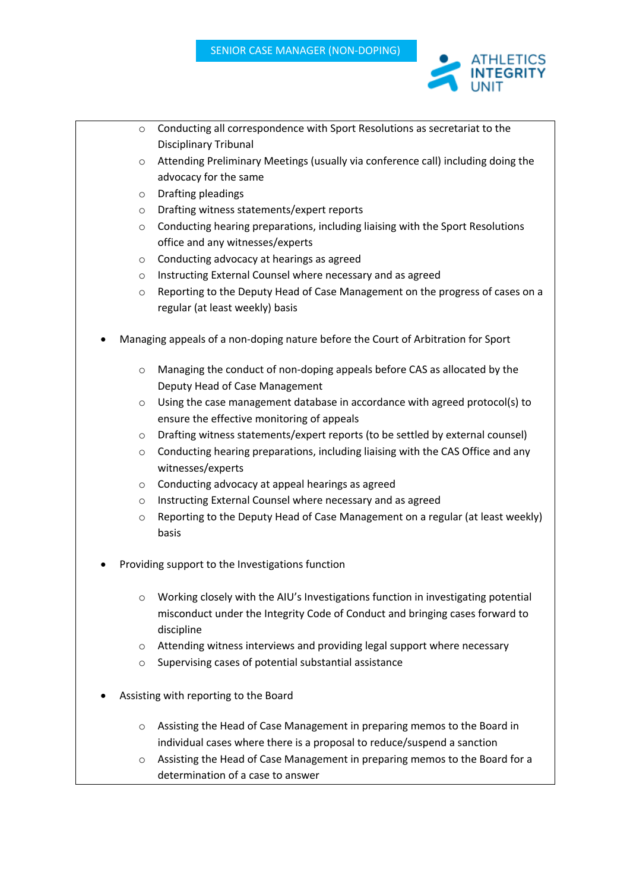- Conducting all correspondence with Sport Resolutions as secretariat to the Disciplinary Tribunal
  - Attending Preliminary Meetings (usually via conference call) including doing the advocacy for the same
  - Drafting pleadings
  - Drafting witness statements/expert reports
  - Conducting hearing preparations, including liaising with the Sport Resolutions office and any witnesses/experts
  - Conducting advocacy at hearings as agreed
  - Instructing External Counsel where necessary and as agreed
  - Reporting to the Deputy Head of Case Management on the progress of cases on a regular (at least weekly) basis

- Managing appeals of a non-doping nature before the Court of Arbitration for Sport

  - Managing the conduct of non-doping appeals before CAS as allocated by the Deputy Head of Case Management
  - Using the case management database in accordance with agreed protocol(s) to ensure the effective monitoring of appeals
  - Drafting witness statements/expert reports (to be settled by external counsel)
  - Conducting hearing preparations, including liaising with the CAS Office and any witnesses/experts
  - Conducting advocacy at appeal hearings as agreed
  - Instructing External Counsel where necessary and as agreed
  - Reporting to the Deputy Head of Case Management on a regular (at least weekly) basis

- Providing support to the Investigations function

  - Working closely with the AIU's Investigations function in investigating potential misconduct under the Integrity Code of Conduct and bringing cases forward to discipline
  - Attending witness interviews and providing legal support where necessary
  - Supervising cases of potential substantial assistance

- Assisting with reporting to the Board

  - Assisting the Head of Case Management in preparing memos to the Board in individual cases where there is a proposal to reduce/suspend a sanction
  - Assisting the Head of Case Management in preparing memos to the Board for a determination of a case to answer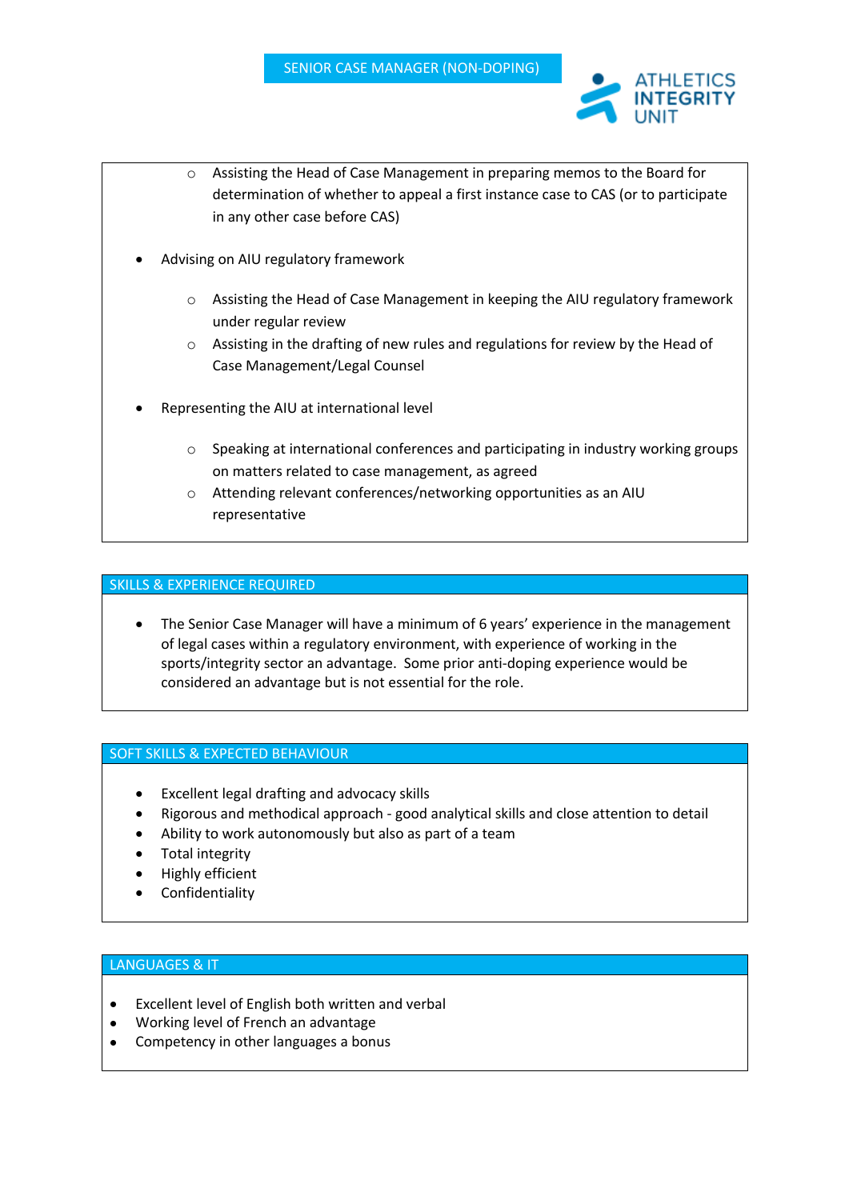- Assisting the Head of Case Management in preparing memos to the Board for determination of whether to appeal a first instance case to CAS (or to participate in any other case before CAS)

- Advising on AIU regulatory framework

  - Assisting the Head of Case Management in keeping the AIU regulatory framework under regular review
  - Assisting in the drafting of new rules and regulations for review by the Head of Case Management/Legal Counsel

- Representing the AIU at international level

  - Speaking at international conferences and participating in industry working groups on matters related to case management, as agreed
  - Attending relevant conferences/networking opportunities as an AIU representative

## SKILLS & EXPERIENCE REQUIRED

- The Senior Case Manager will have a minimum of 6 years' experience in the management of legal cases within a regulatory environment, with experience of working in the sports/integrity sector an advantage. Some prior anti-doping experience would be considered an advantage but is not essential for the role.

## SOFT SKILLS & EXPECTED BEHAVIOUR

- Excellent legal drafting and advocacy skills
- Rigorous and methodical approach - good analytical skills and close attention to detail
- Ability to work autonomously but also as part of a team
- Total integrity
- Highly efficient
- Confidentiality

## LANGUAGES & IT

- Excellent level of English both written and verbal
- Working level of French an advantage
- Competency in other languages a bonus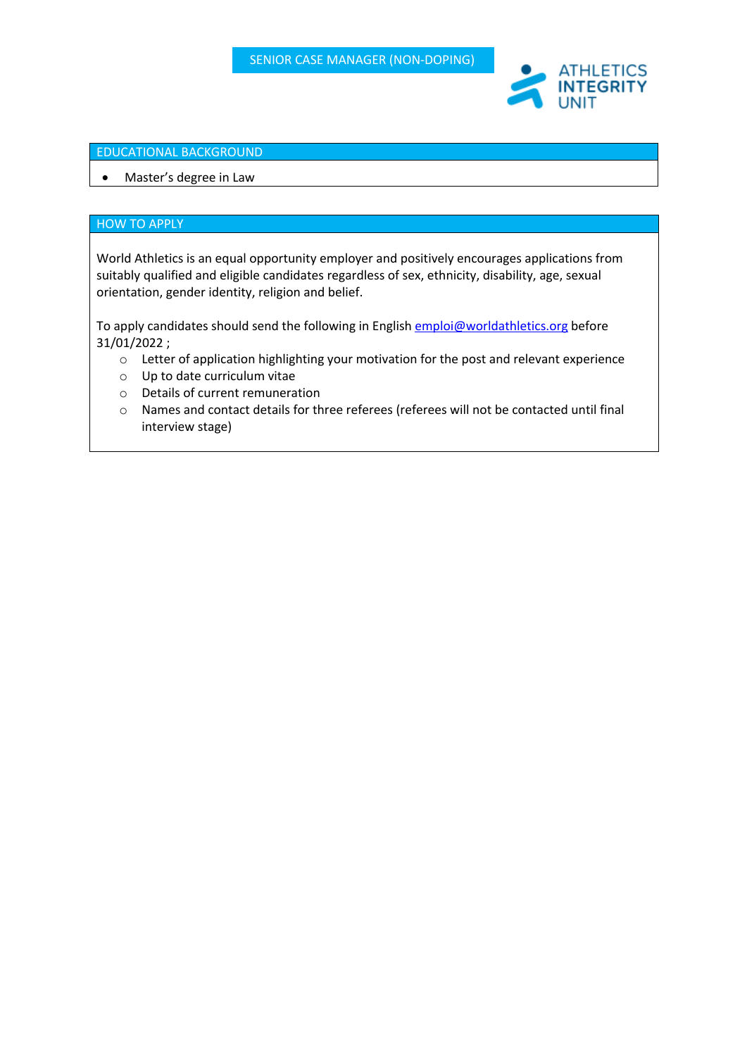SENIOR CASE MANAGER (NON-DOPING)

ATHLETICS INTEGRITY UNIT

## EDUCATIONAL BACKGROUND

- Master's degree in Law

## HOW TO APPLY

World Athletics is an equal opportunity employer and positively encourages applications from suitably qualified and eligible candidates regardless of sex, ethnicity, disability, age, sexual orientation, gender identity, religion and belief.

To apply candidates should send the following in English emploi@worldathletics.org before 31/01/2022 ;

- Letter of application highlighting your motivation for the post and relevant experience
- Up to date curriculum vitae
- Details of current remuneration
- Names and contact details for three referees (referees will not be contacted until final interview stage)